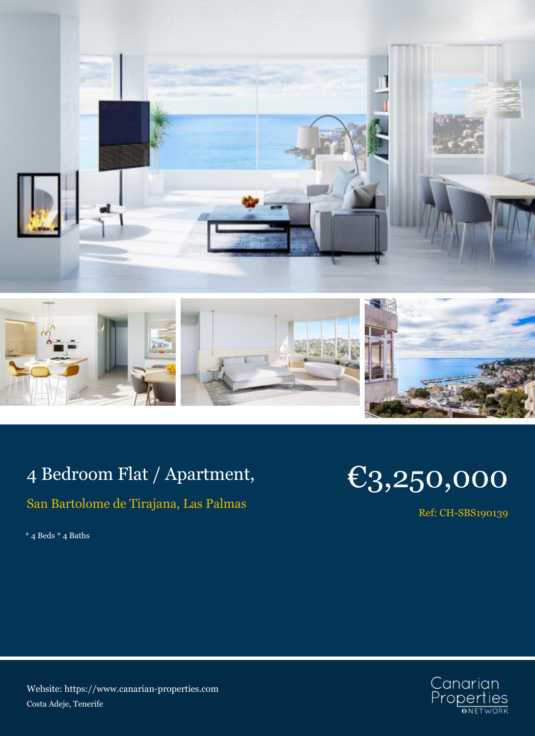# 4 Bedroom Flat / Apartment,

## San Bartolome de Tirajana, Las Palmas

# €3,250,000

Ref: CH-SBS190139

* 4 Beds * 4 Baths

Website: https://www.canarian-properties.com

Costa Adeje, Tenerife

Canarian Properties NETWORK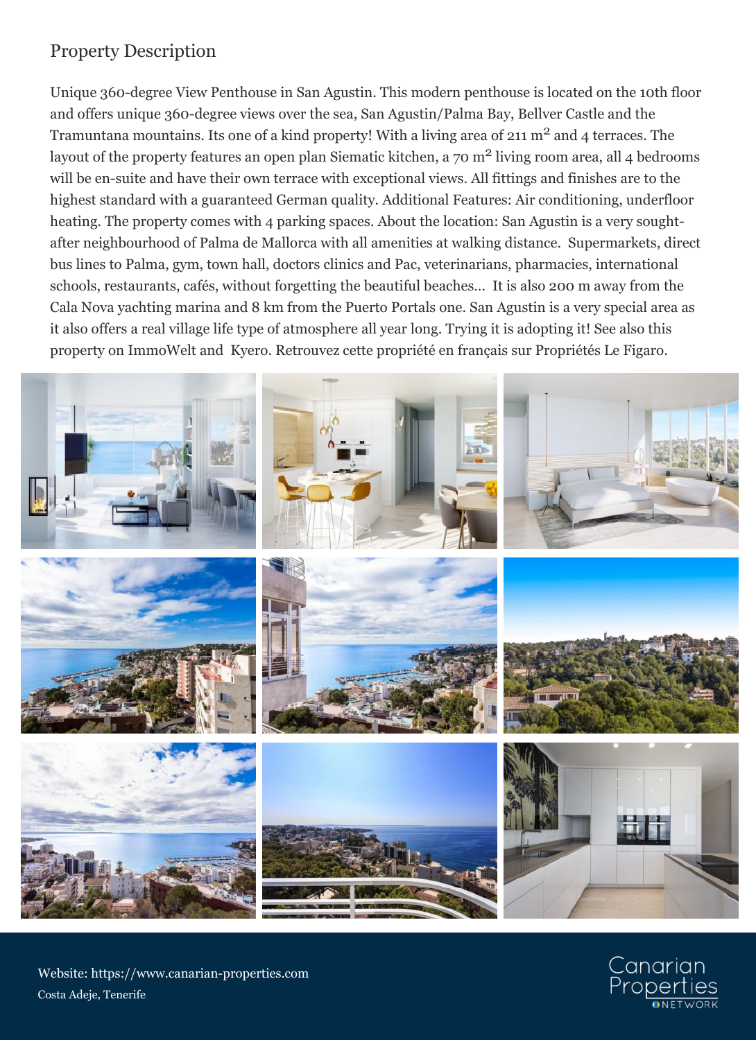## Property Description

Unique 360-degree View Penthouse in San Agustin. This modern penthouse is located on the 10th floor and offers unique 360-degree views over the sea, San Agustin/Palma Bay, Bellver Castle and the Tramuntana mountains. Its one of a kind property! With a living area of 211 m² and 4 terraces. The layout of the property features an open plan Siematic kitchen, a 70 m² living room area, all 4 bedrooms will be en-suite and have their own terrace with exceptional views. All fittings and finishes are to the highest standard with a guaranteed German quality. Additional Features: Air conditioning, underfloor heating. The property comes with 4 parking spaces. About the location: San Agustin is a very sought-after neighbourhood of Palma de Mallorca with all amenities at walking distance. Supermarkets, direct bus lines to Palma, gym, town hall, doctors clinics and Pac, veterinarians, pharmacies, international schools, restaurants, cafés, without forgetting the beautiful beaches... It is also 200 m away from the Cala Nova yachting marina and 8 km from the Puerto Portals one. San Agustin is a very special area as it also offers a real village life type of atmosphere all year long. Trying it is adopting it! See also this property on ImmoWelt and Kyero. Retrouvez cette propriété en français sur Propriétés Le Figaro.

Website: https://www.canarian-properties.com
Costa Adeje, Tenerife